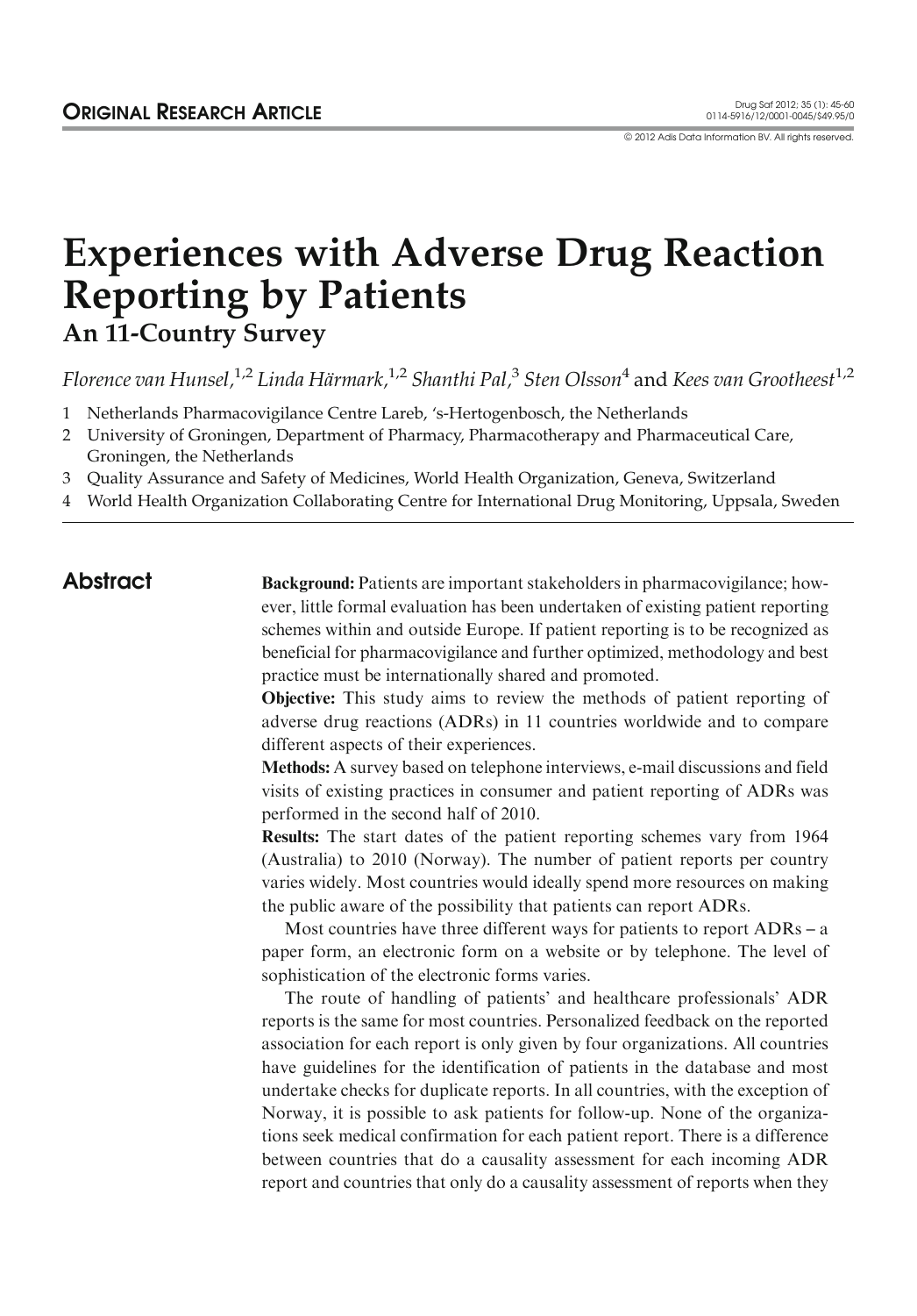ORIGINAL RESEARCH ARTICLE

© 2012 Adis Data Information BV. All rights reserved.

# Experiences with Adverse Drug Reaction Reporting by Patients

## An 11-Country Survey

*Florence van Hunsel,*[1,2] *Linda Härmark,*[1,2] *Shanthi Pal,*[3] *Sten Olsson*[4] and *Kees van Grootheest*[1,2]

1 Netherlands Pharmacovigilance Centre Lareb, 's-Hertogenbosch, the Netherlands
2 University of Groningen, Department of Pharmacy, Pharmacotherapy and Pharmaceutical Care, Groningen, the Netherlands
3 Quality Assurance and Safety of Medicines, World Health Organization, Geneva, Switzerland
4 World Health Organization Collaborating Centre for International Drug Monitoring, Uppsala, Sweden

## Abstract

**Background:** Patients are important stakeholders in pharmacovigilance; however, little formal evaluation has been undertaken of existing patient reporting schemes within and outside Europe. If patient reporting is to be recognized as beneficial for pharmacovigilance and further optimized, methodology and best practice must be internationally shared and promoted.

**Objective:** This study aims to review the methods of patient reporting of adverse drug reactions (ADRs) in 11 countries worldwide and to compare different aspects of their experiences.

**Methods:** A survey based on telephone interviews, e-mail discussions and field visits of existing practices in consumer and patient reporting of ADRs was performed in the second half of 2010.

**Results:** The start dates of the patient reporting schemes vary from 1964 (Australia) to 2010 (Norway). The number of patient reports per country varies widely. Most countries would ideally spend more resources on making the public aware of the possibility that patients can report ADRs.

Most countries have three different ways for patients to report ADRs – a paper form, an electronic form on a website or by telephone. The level of sophistication of the electronic forms varies.

The route of handling of patients' and healthcare professionals' ADR reports is the same for most countries. Personalized feedback on the reported association for each report is only given by four organizations. All countries have guidelines for the identification of patients in the database and most undertake checks for duplicate reports. In all countries, with the exception of Norway, it is possible to ask patients for follow-up. None of the organizations seek medical confirmation for each patient report. There is a difference between countries that do a causality assessment for each incoming ADR report and countries that only do a causality assessment of reports when they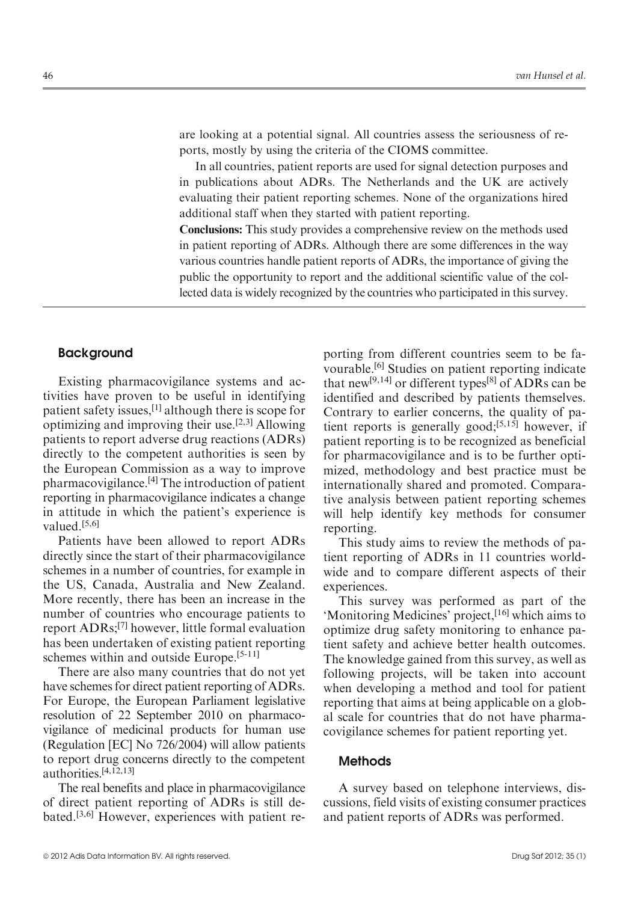are looking at a potential signal. All countries assess the seriousness of reports, mostly by using the criteria of the CIOMS committee.

In all countries, patient reports are used for signal detection purposes and in publications about ADRs. The Netherlands and the UK are actively evaluating their patient reporting schemes. None of the organizations hired additional staff when they started with patient reporting.

**Conclusions:** This study provides a comprehensive review on the methods used in patient reporting of ADRs. Although there are some differences in the way various countries handle patient reports of ADRs, the importance of giving the public the opportunity to report and the additional scientific value of the collected data is widely recognized by the countries who participated in this survey.

## Background

Existing pharmacovigilance systems and activities have proven to be useful in identifying patient safety issues,[1] although there is scope for optimizing and improving their use.[2,3] Allowing patients to report adverse drug reactions (ADRs) directly to the competent authorities is seen by the European Commission as a way to improve pharmacovigilance.[4] The introduction of patient reporting in pharmacovigilance indicates a change in attitude in which the patient's experience is valued.[5,6]

Patients have been allowed to report ADRs directly since the start of their pharmacovigilance schemes in a number of countries, for example in the US, Canada, Australia and New Zealand. More recently, there has been an increase in the number of countries who encourage patients to report ADRs;[7] however, little formal evaluation has been undertaken of existing patient reporting schemes within and outside Europe.[5-11]

There are also many countries that do not yet have schemes for direct patient reporting of ADRs. For Europe, the European Parliament legislative resolution of 22 September 2010 on pharmacovigilance of medicinal products for human use (Regulation [EC] No 726/2004) will allow patients to report drug concerns directly to the competent authorities.[4,12,13]

The real benefits and place in pharmacovigilance of direct patient reporting of ADRs is still debated.[3,6] However, experiences with patient reporting from different countries seem to be favourable.[6] Studies on patient reporting indicate that new[9,14] or different types[8] of ADRs can be identified and described by patients themselves. Contrary to earlier concerns, the quality of patient reports is generally good;[5,15] however, if patient reporting is to be recognized as beneficial for pharmacovigilance and is to be further optimized, methodology and best practice must be internationally shared and promoted. Comparative analysis between patient reporting schemes will help identify key methods for consumer reporting.

This study aims to review the methods of patient reporting of ADRs in 11 countries worldwide and to compare different aspects of their experiences.

This survey was performed as part of the 'Monitoring Medicines' project,[16] which aims to optimize drug safety monitoring to enhance patient safety and achieve better health outcomes. The knowledge gained from this survey, as well as following projects, will be taken into account when developing a method and tool for patient reporting that aims at being applicable on a global scale for countries that do not have pharmacovigilance schemes for patient reporting yet.

## Methods

A survey based on telephone interviews, discussions, field visits of existing consumer practices and patient reports of ADRs was performed.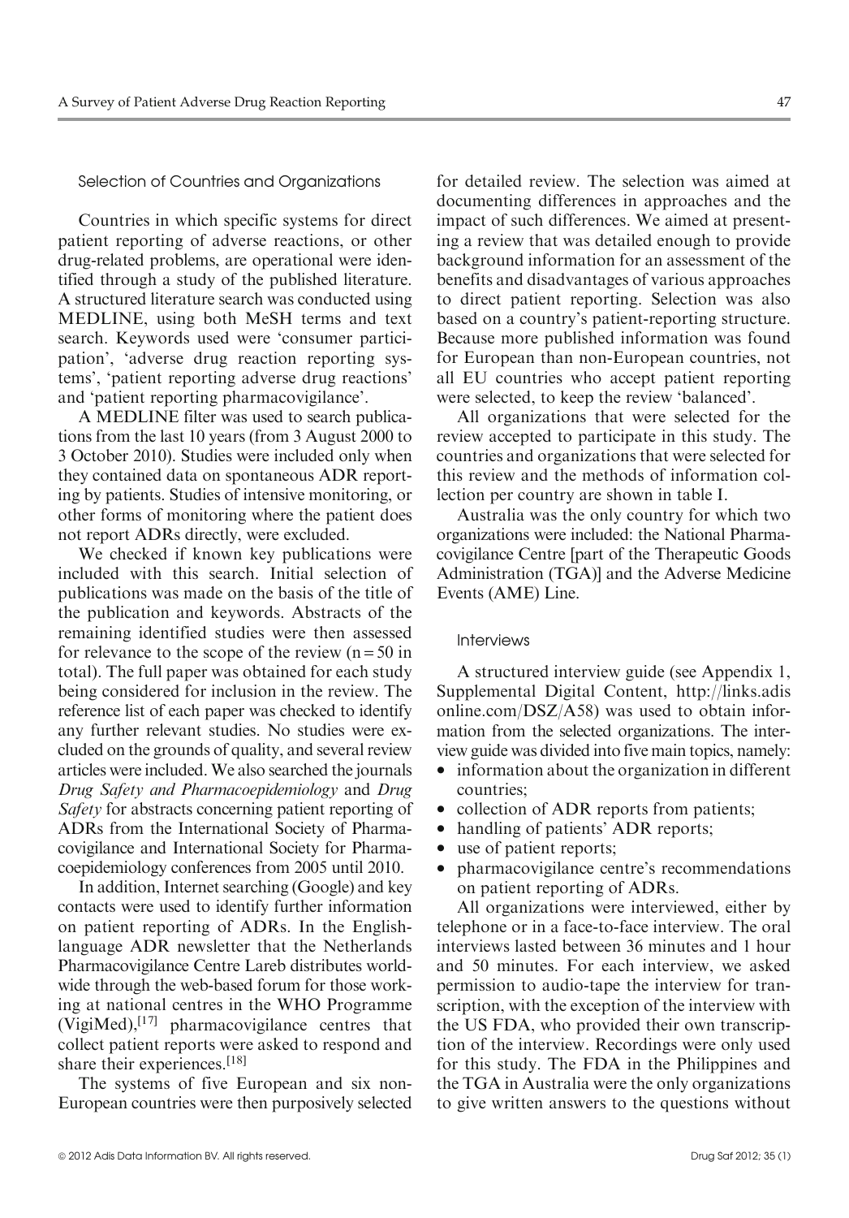### Selection of Countries and Organizations

Countries in which specific systems for direct patient reporting of adverse reactions, or other drug-related problems, are operational were identified through a study of the published literature. A structured literature search was conducted using MEDLINE, using both MeSH terms and text search. Keywords used were 'consumer participation', 'adverse drug reaction reporting systems', 'patient reporting adverse drug reactions' and 'patient reporting pharmacovigilance'.

A MEDLINE filter was used to search publications from the last 10 years (from 3 August 2000 to 3 October 2010). Studies were included only when they contained data on spontaneous ADR reporting by patients. Studies of intensive monitoring, or other forms of monitoring where the patient does not report ADRs directly, were excluded.

We checked if known key publications were included with this search. Initial selection of publications was made on the basis of the title of the publication and keywords. Abstracts of the remaining identified studies were then assessed for relevance to the scope of the review (n = 50 in total). The full paper was obtained for each study being considered for inclusion in the review. The reference list of each paper was checked to identify any further relevant studies. No studies were excluded on the grounds of quality, and several review articles were included. We also searched the journals *Drug Safety and Pharmacoepidemiology* and *Drug Safety* for abstracts concerning patient reporting of ADRs from the International Society of Pharmacovigilance and International Society for Pharmacoepidemiology conferences from 2005 until 2010.

In addition, Internet searching (Google) and key contacts were used to identify further information on patient reporting of ADRs. In the English-language ADR newsletter that the Netherlands Pharmacovigilance Centre Lareb distributes worldwide through the web-based forum for those working at national centres in the WHO Programme (VigiMed),[17] pharmacovigilance centres that collect patient reports were asked to respond and share their experiences.[18]

The systems of five European and six non-European countries were then purposively selected for detailed review. The selection was aimed at documenting differences in approaches and the impact of such differences. We aimed at presenting a review that was detailed enough to provide background information for an assessment of the benefits and disadvantages of various approaches to direct patient reporting. Selection was also based on a country's patient-reporting structure. Because more published information was found for European than non-European countries, not all EU countries who accept patient reporting were selected, to keep the review 'balanced'.

All organizations that were selected for the review accepted to participate in this study. The countries and organizations that were selected for this review and the methods of information collection per country are shown in table I.

Australia was the only country for which two organizations were included: the National Pharmacovigilance Centre [part of the Therapeutic Goods Administration (TGA)] and the Adverse Medicine Events (AME) Line.

### Interviews

A structured interview guide (see Appendix 1, Supplemental Digital Content, http://links.adisonline.com/DSZ/A58) was used to obtain information from the selected organizations. The interview guide was divided into five main topics, namely:

- information about the organization in different countries;
- collection of ADR reports from patients;
- handling of patients' ADR reports;
- use of patient reports;
- pharmacovigilance centre's recommendations on patient reporting of ADRs.

All organizations were interviewed, either by telephone or in a face-to-face interview. The oral interviews lasted between 36 minutes and 1 hour and 50 minutes. For each interview, we asked permission to audio-tape the interview for transcription, with the exception of the interview with the US FDA, who provided their own transcription of the interview. Recordings were only used for this study. The FDA in the Philippines and the TGA in Australia were the only organizations to give written answers to the questions without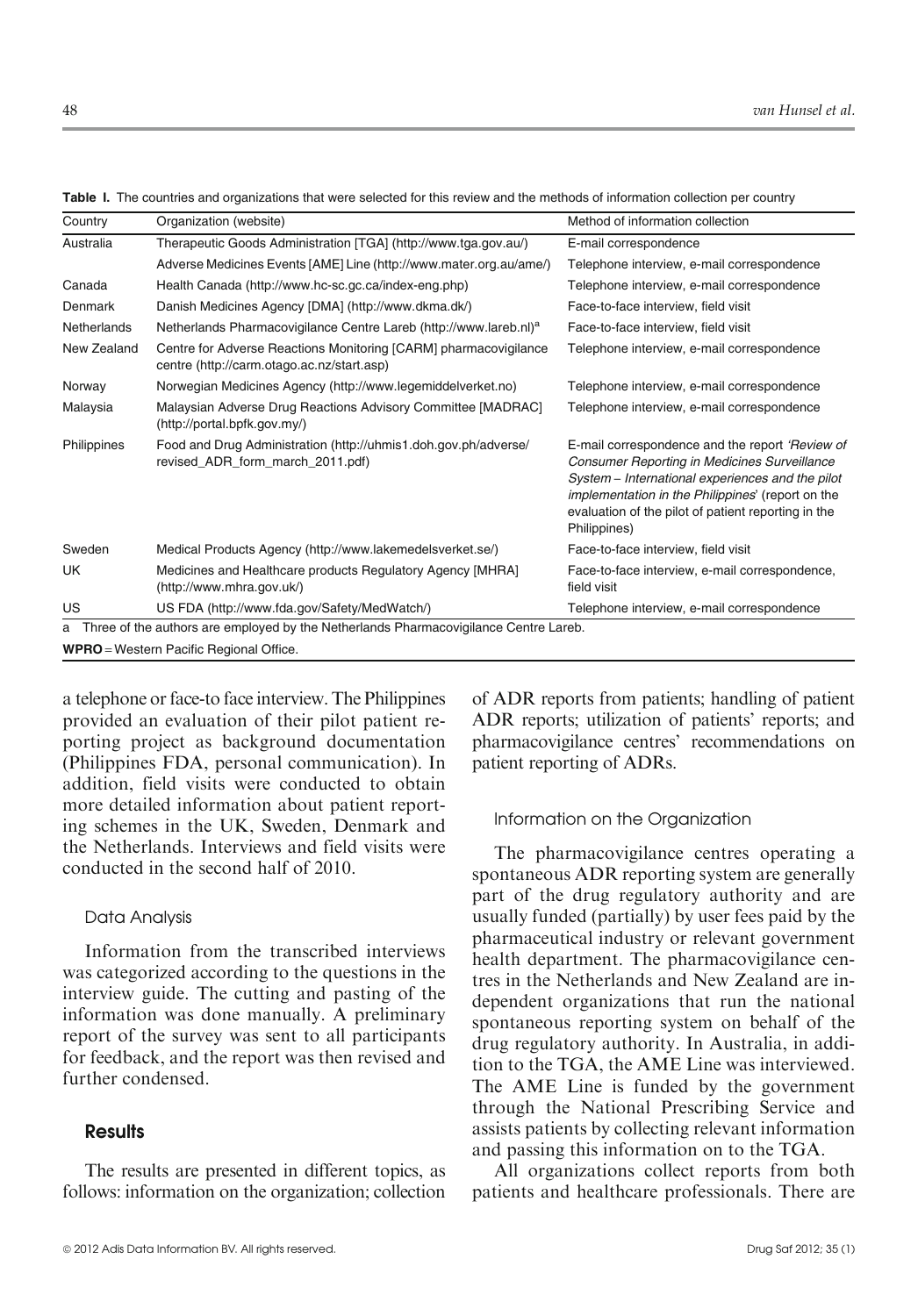**Table I.** The countries and organizations that were selected for this review and the methods of information collection per country

| Country | Organization (website) | Method of information collection |
|---|---|---|
| Australia | Therapeutic Goods Administration [TGA] (http://www.tga.gov.au/) | E-mail correspondence |
| | Adverse Medicines Events [AME] Line (http://www.mater.org.au/ame/) | Telephone interview, e-mail correspondence |
| Canada | Health Canada (http://www.hc-sc.gc.ca/index-eng.php) | Telephone interview, e-mail correspondence |
| Denmark | Danish Medicines Agency [DMA] (http://www.dkma.dk/) | Face-to-face interview, field visit |
| Netherlands | Netherlands Pharmacovigilance Centre Lareb (http://www.lareb.nl)[a] | Face-to-face interview, field visit |
| New Zealand | Centre for Adverse Reactions Monitoring [CARM] pharmacovigilance centre (http://carm.otago.ac.nz/start.asp) | Telephone interview, e-mail correspondence |
| Norway | Norwegian Medicines Agency (http://www.legemiddelverket.no) | Telephone interview, e-mail correspondence |
| Malaysia | Malaysian Adverse Drug Reactions Advisory Committee [MADRAC] (http://portal.bpfk.gov.my/) | Telephone interview, e-mail correspondence |
| Philippines | Food and Drug Administration (http://uhmis1.doh.gov.ph/adverse/revised_ADR_form_march_2011.pdf) | E-mail correspondence and the report *'Review of Consumer Reporting in Medicines Surveillance System – International experiences and the pilot implementation in the Philippines'* (report on the evaluation of the pilot of patient reporting in the Philippines) |
| Sweden | Medical Products Agency (http://www.lakemedelsverket.se/) | Face-to-face interview, field visit |
| UK | Medicines and Healthcare products Regulatory Agency [MHRA] (http://www.mhra.gov.uk/) | Face-to-face interview, e-mail correspondence, field visit |
| US | US FDA (http://www.fda.gov/Safety/MedWatch/) | Telephone interview, e-mail correspondence |

a Three of the authors are employed by the Netherlands Pharmacovigilance Centre Lareb.

**WPRO** = Western Pacific Regional Office.

a telephone or face-to face interview. The Philippines provided an evaluation of their pilot patient reporting project as background documentation (Philippines FDA, personal communication). In addition, field visits were conducted to obtain more detailed information about patient reporting schemes in the UK, Sweden, Denmark and the Netherlands. Interviews and field visits were conducted in the second half of 2010.

### Data Analysis

Information from the transcribed interviews was categorized according to the questions in the interview guide. The cutting and pasting of the information was done manually. A preliminary report of the survey was sent to all participants for feedback, and the report was then revised and further condensed.

## Results

The results are presented in different topics, as follows: information on the organization; collection of ADR reports from patients; handling of patient ADR reports; utilization of patients' reports; and pharmacovigilance centres' recommendations on patient reporting of ADRs.

### Information on the Organization

The pharmacovigilance centres operating a spontaneous ADR reporting system are generally part of the drug regulatory authority and are usually funded (partially) by user fees paid by the pharmaceutical industry or relevant government health department. The pharmacovigilance centres in the Netherlands and New Zealand are independent organizations that run the national spontaneous reporting system on behalf of the drug regulatory authority. In Australia, in addition to the TGA, the AME Line was interviewed. The AME Line is funded by the government through the National Prescribing Service and assists patients by collecting relevant information and passing this information on to the TGA.

All organizations collect reports from both patients and healthcare professionals. There are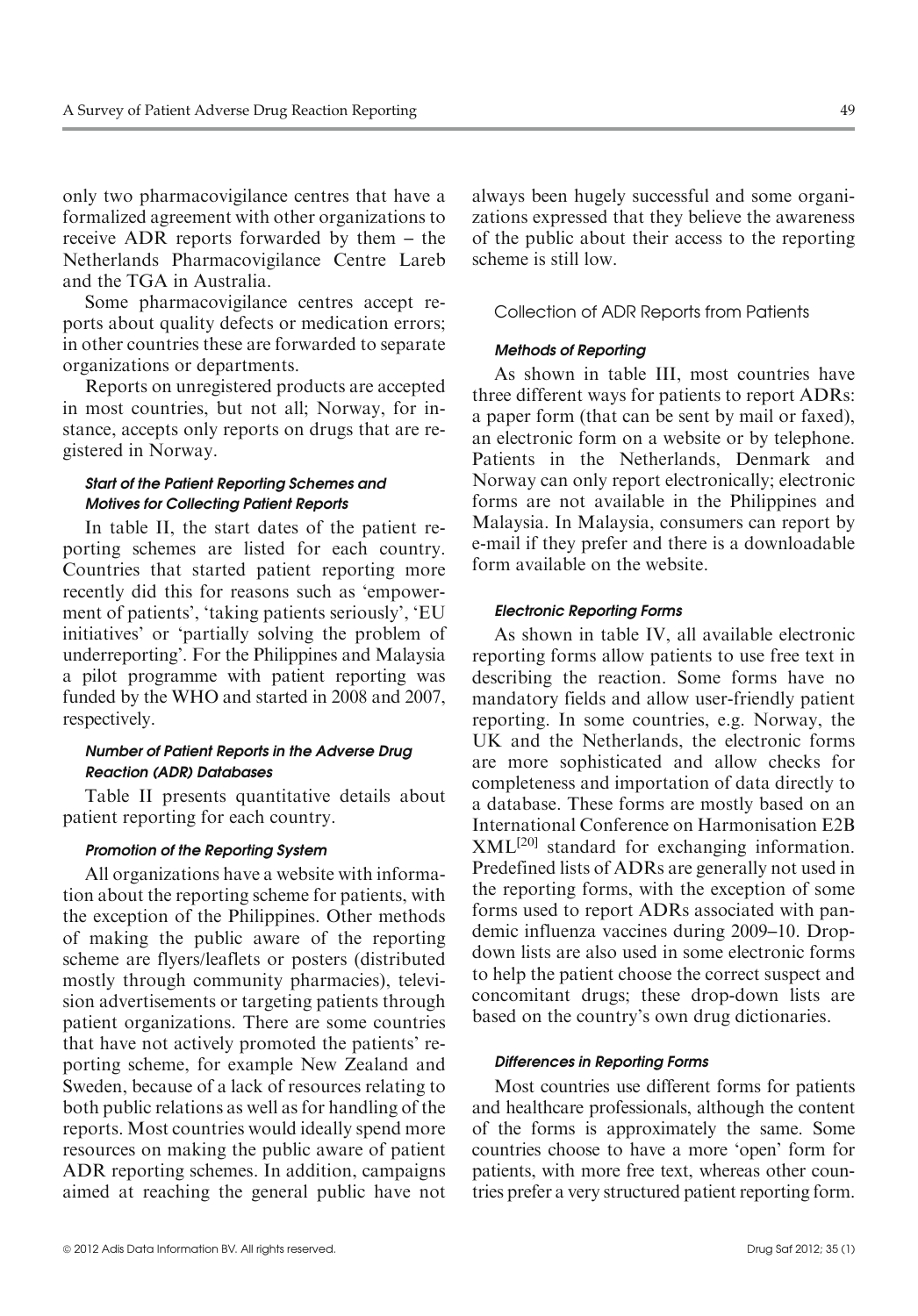only two pharmacovigilance centres that have a formalized agreement with other organizations to receive ADR reports forwarded by them – the Netherlands Pharmacovigilance Centre Lareb and the TGA in Australia.

Some pharmacovigilance centres accept reports about quality defects or medication errors; in other countries these are forwarded to separate organizations or departments.

Reports on unregistered products are accepted in most countries, but not all; Norway, for instance, accepts only reports on drugs that are registered in Norway.

#### *Start of the Patient Reporting Schemes and Motives for Collecting Patient Reports*

In table II, the start dates of the patient reporting schemes are listed for each country. Countries that started patient reporting more recently did this for reasons such as 'empowerment of patients', 'taking patients seriously', 'EU initiatives' or 'partially solving the problem of underreporting'. For the Philippines and Malaysia a pilot programme with patient reporting was funded by the WHO and started in 2008 and 2007, respectively.

#### *Number of Patient Reports in the Adverse Drug Reaction (ADR) Databases*

Table II presents quantitative details about patient reporting for each country.

#### *Promotion of the Reporting System*

All organizations have a website with information about the reporting scheme for patients, with the exception of the Philippines. Other methods of making the public aware of the reporting scheme are flyers/leaflets or posters (distributed mostly through community pharmacies), television advertisements or targeting patients through patient organizations. There are some countries that have not actively promoted the patients' reporting scheme, for example New Zealand and Sweden, because of a lack of resources relating to both public relations as well as for handling of the reports. Most countries would ideally spend more resources on making the public aware of patient ADR reporting schemes. In addition, campaigns aimed at reaching the general public have not always been hugely successful and some organizations expressed that they believe the awareness of the public about their access to the reporting scheme is still low.

### Collection of ADR Reports from Patients

#### *Methods of Reporting*

As shown in table III, most countries have three different ways for patients to report ADRs: a paper form (that can be sent by mail or faxed), an electronic form on a website or by telephone. Patients in the Netherlands, Denmark and Norway can only report electronically; electronic forms are not available in the Philippines and Malaysia. In Malaysia, consumers can report by e-mail if they prefer and there is a downloadable form available on the website.

#### *Electronic Reporting Forms*

As shown in table IV, all available electronic reporting forms allow patients to use free text in describing the reaction. Some forms have no mandatory fields and allow user-friendly patient reporting. In some countries, e.g. Norway, the UK and the Netherlands, the electronic forms are more sophisticated and allow checks for completeness and importation of data directly to a database. These forms are mostly based on an International Conference on Harmonisation E2B XML[20] standard for exchanging information. Predefined lists of ADRs are generally not used in the reporting forms, with the exception of some forms used to report ADRs associated with pandemic influenza vaccines during 2009–10. Drop-down lists are also used in some electronic forms to help the patient choose the correct suspect and concomitant drugs; these drop-down lists are based on the country's own drug dictionaries.

#### *Differences in Reporting Forms*

Most countries use different forms for patients and healthcare professionals, although the content of the forms is approximately the same. Some countries choose to have a more 'open' form for patients, with more free text, whereas other countries prefer a very structured patient reporting form.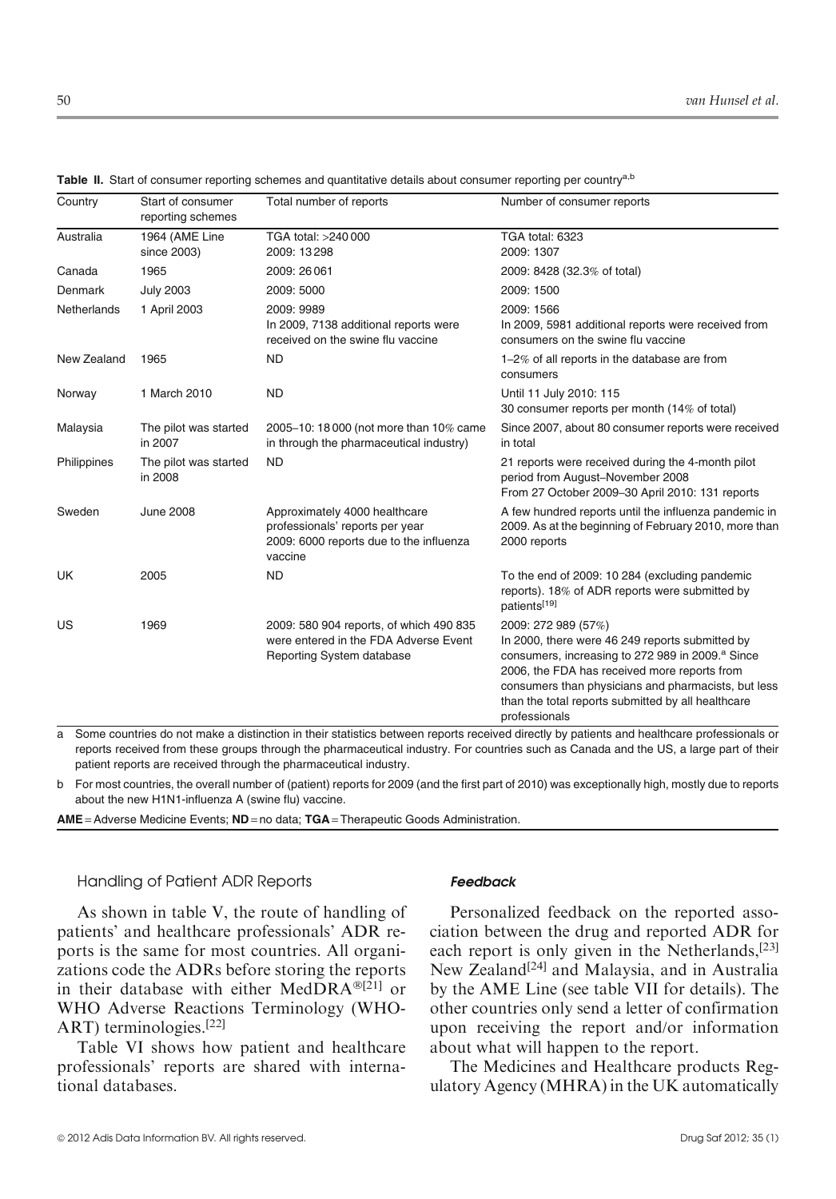**Table II.** Start of consumer reporting schemes and quantitative details about consumer reporting per country[a,b]

| Country | Start of consumer reporting schemes | Total number of reports | Number of consumer reports |
|---|---|---|---|
| Australia | 1964 (AME Line since 2003) | TGA total: >240 000<br>2009: 13 298 | TGA total: 6323<br>2009: 1307 |
| Canada | 1965 | 2009: 26 061 | 2009: 8428 (32.3% of total) |
| Denmark | July 2003 | 2009: 5000 | 2009: 1500 |
| Netherlands | 1 April 2003 | 2009: 9989<br>In 2009, 7138 additional reports were received on the swine flu vaccine | 2009: 1566<br>In 2009, 5981 additional reports were received from consumers on the swine flu vaccine |
| New Zealand | 1965 | ND | 1–2% of all reports in the database are from consumers |
| Norway | 1 March 2010 | ND | Until 11 July 2010: 115<br>30 consumer reports per month (14% of total) |
| Malaysia | The pilot was started in 2007 | 2005–10: 18 000 (not more than 10% came in through the pharmaceutical industry) | Since 2007, about 80 consumer reports were received in total |
| Philippines | The pilot was started in 2008 | ND | 21 reports were received during the 4-month pilot period from August–November 2008<br>From 27 October 2009–30 April 2010: 131 reports |
| Sweden | June 2008 | Approximately 4000 healthcare professionals' reports per year<br>2009: 6000 reports due to the influenza vaccine | A few hundred reports until the influenza pandemic in 2009. As at the beginning of February 2010, more than 2000 reports |
| UK | 2005 | ND | To the end of 2009: 10 284 (excluding pandemic reports). 18% of ADR reports were submitted by patients[19] |
| US | 1969 | 2009: 580 904 reports, of which 490 835 were entered in the FDA Adverse Event Reporting System database | 2009: 272 989 (57%)<br>In 2000, there were 46 249 reports submitted by consumers, increasing to 272 989 in 2009.[a] Since 2006, the FDA has received more reports from consumers than physicians and pharmacists, but less than the total reports submitted by all healthcare professionals |

a Some countries do not make a distinction in their statistics between reports received directly by patients and healthcare professionals or reports received from these groups through the pharmaceutical industry. For countries such as Canada and the US, a large part of their patient reports are received through the pharmaceutical industry.

b For most countries, the overall number of (patient) reports for 2009 (and the first part of 2010) was exceptionally high, mostly due to reports about the new H1N1-influenza A (swine flu) vaccine.

**AME** = Adverse Medicine Events; **ND** = no data; **TGA** = Therapeutic Goods Administration.

### Handling of Patient ADR Reports

As shown in table V, the route of handling of patients' and healthcare professionals' ADR reports is the same for most countries. All organizations code the ADRs before storing the reports in their database with either MedDRA®[21] or WHO Adverse Reactions Terminology (WHO-ART) terminologies.[22]

Table VI shows how patient and healthcare professionals' reports are shared with international databases.

#### *Feedback*

Personalized feedback on the reported association between the drug and reported ADR for each report is only given in the Netherlands,[23] New Zealand[24] and Malaysia, and in Australia by the AME Line (see table VII for details). The other countries only send a letter of confirmation upon receiving the report and/or information about what will happen to the report.

The Medicines and Healthcare products Regulatory Agency (MHRA) in the UK automatically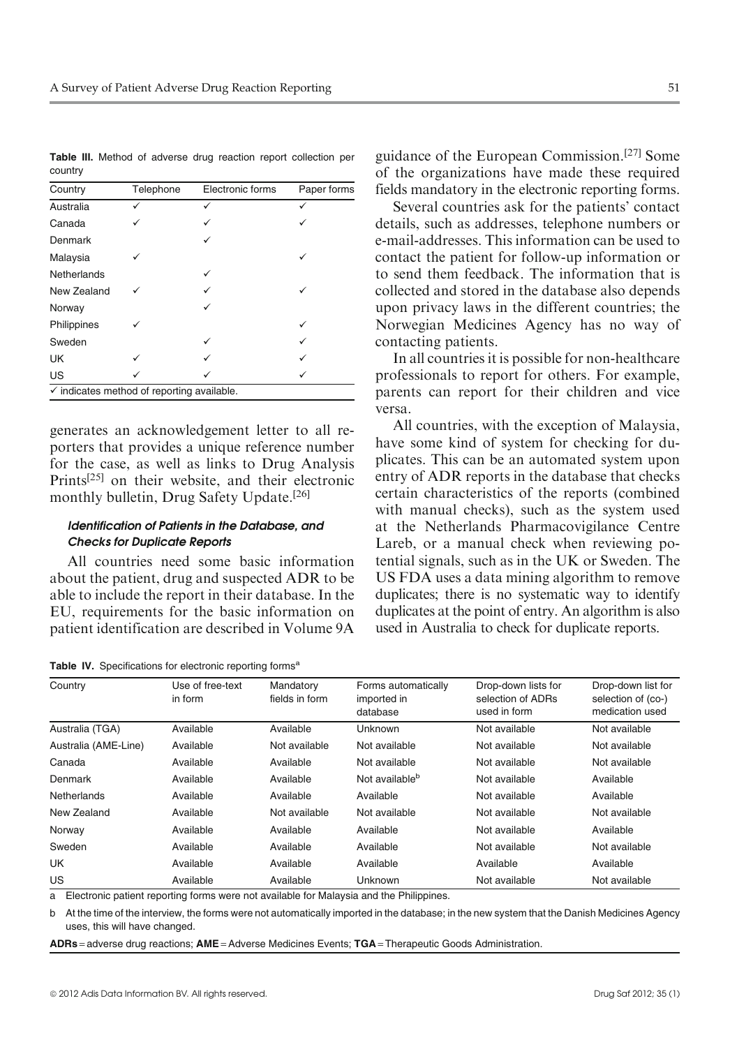**Table III.** Method of adverse drug reaction report collection per country

| Country | Telephone | Electronic forms | Paper forms |
|---|---|---|---|
| Australia | ✓ | ✓ | ✓ |
| Canada | ✓ | ✓ | ✓ |
| Denmark | | ✓ | |
| Malaysia | ✓ | | ✓ |
| Netherlands | | ✓ | |
| New Zealand | ✓ | ✓ | ✓ |
| Norway | | ✓ | |
| Philippines | ✓ | | ✓ |
| Sweden | | ✓ | ✓ |
| UK | ✓ | ✓ | ✓ |
| US | ✓ | ✓ | ✓ |

✓ indicates method of reporting available.

generates an acknowledgement letter to all reporters that provides a unique reference number for the case, as well as links to Drug Analysis Prints[25] on their website, and their electronic monthly bulletin, Drug Safety Update.[26]

### *Identification of Patients in the Database, and Checks for Duplicate Reports*

All countries need some basic information about the patient, drug and suspected ADR to be able to include the report in their database. In the EU, requirements for the basic information on patient identification are described in Volume 9A guidance of the European Commission.[27] Some of the organizations have made these required fields mandatory in the electronic reporting forms.

Several countries ask for the patients' contact details, such as addresses, telephone numbers or e-mail-addresses. This information can be used to contact the patient for follow-up information or to send them feedback. The information that is collected and stored in the database also depends upon privacy laws in the different countries; the Norwegian Medicines Agency has no way of contacting patients.

In all countries it is possible for non-healthcare professionals to report for others. For example, parents can report for their children and vice versa.

All countries, with the exception of Malaysia, have some kind of system for checking for duplicates. This can be an automated system upon entry of ADR reports in the database that checks certain characteristics of the reports (combined with manual checks), such as the system used at the Netherlands Pharmacovigilance Centre Lareb, or a manual check when reviewing potential signals, such as in the UK or Sweden. The US FDA uses a data mining algorithm to remove duplicates; there is no systematic way to identify duplicates at the point of entry. An algorithm is also used in Australia to check for duplicate reports.

**Table IV.** Specifications for electronic reporting forms[a]

| Country | Use of free-text in form | Mandatory fields in form | Forms automatically imported in database | Drop-down lists for selection of ADRs used in form | Drop-down list for selection of (co-) medication used |
|---|---|---|---|---|---|
| Australia (TGA) | Available | Available | Unknown | Not available | Not available |
| Australia (AME-Line) | Available | Not available | Not available | Not available | Not available |
| Canada | Available | Available | Not available | Not available | Not available |
| Denmark | Available | Available | Not available[b] | Not available | Available |
| Netherlands | Available | Available | Available | Not available | Available |
| New Zealand | Available | Not available | Not available | Not available | Not available |
| Norway | Available | Available | Available | Not available | Available |
| Sweden | Available | Available | Available | Not available | Not available |
| UK | Available | Available | Available | Available | Available |
| US | Available | Available | Unknown | Not available | Not available |

a Electronic patient reporting forms were not available for Malaysia and the Philippines.

b At the time of the interview, the forms were not automatically imported in the database; in the new system that the Danish Medicines Agency uses, this will have changed.

**ADRs** = adverse drug reactions; **AME** = Adverse Medicines Events; **TGA** = Therapeutic Goods Administration.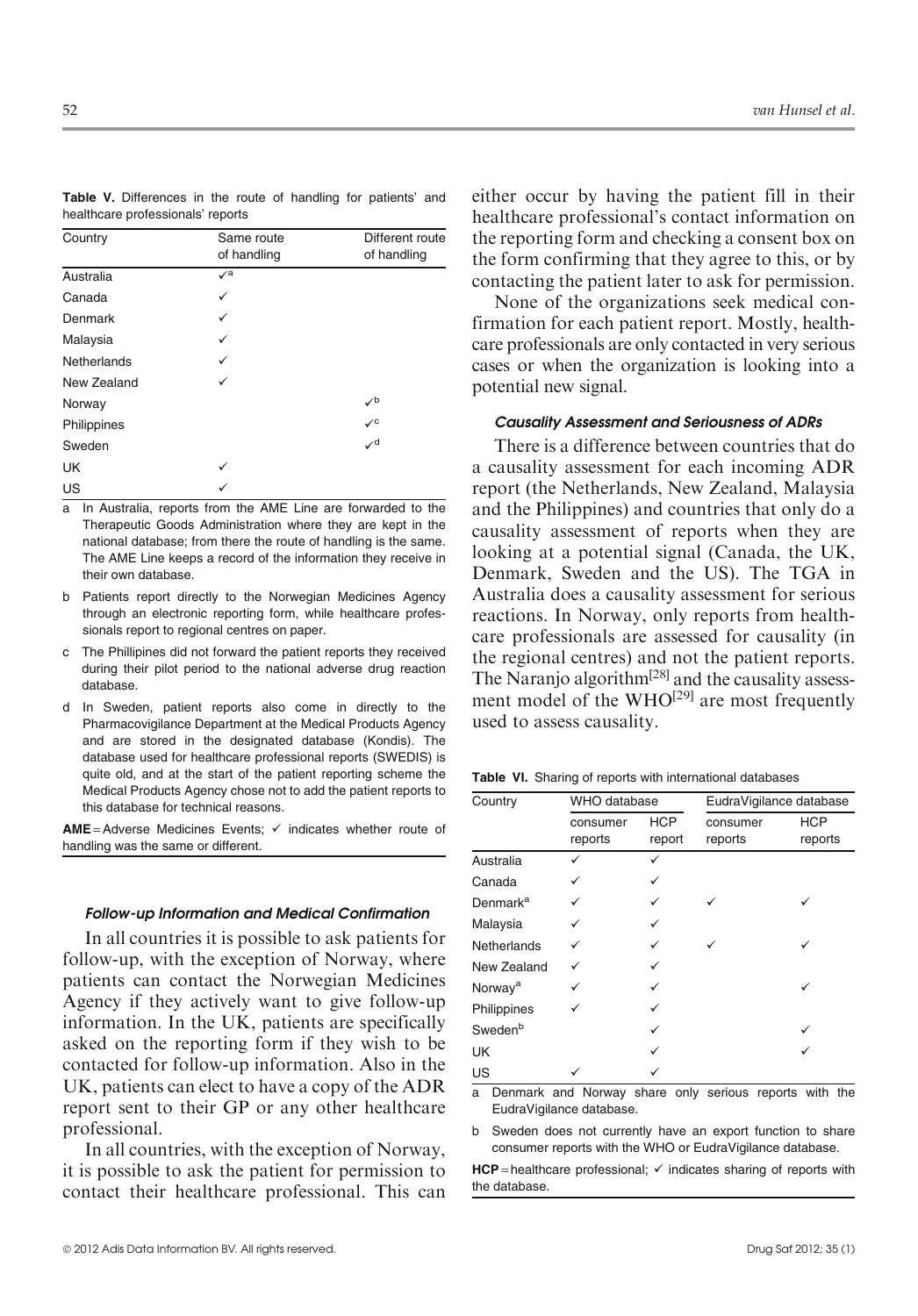**Table V.** Differences in the route of handling for patients' and healthcare professionals' reports

| Country | Same route of handling | Different route of handling |
|---|---|---|
| Australia | ✓[a] | |
| Canada | ✓ | |
| Denmark | ✓ | |
| Malaysia | ✓ | |
| Netherlands | ✓ | |
| New Zealand | ✓ | |
| Norway | | ✓[b] |
| Philippines | | ✓[c] |
| Sweden | | ✓[d] |
| UK | ✓ | |
| US | ✓ | |

a In Australia, reports from the AME Line are forwarded to the Therapeutic Goods Administration where they are kept in the national database; from there the route of handling is the same. The AME Line keeps a record of the information they receive in their own database.

b Patients report directly to the Norwegian Medicines Agency through an electronic reporting form, while healthcare professionals report to regional centres on paper.

c The Phillipines did not forward the patient reports they received during their pilot period to the national adverse drug reaction database.

d In Sweden, patient reports also come in directly to the Pharmacovigilance Department at the Medical Products Agency and are stored in the designated database (Kondis). The database used for healthcare professional reports (SWEDIS) is quite old, and at the start of the patient reporting scheme the Medical Products Agency chose not to add the patient reports to this database for technical reasons.

**AME** = Adverse Medicines Events; ✓ indicates whether route of handling was the same or different.

#### *Follow-up Information and Medical Confirmation*

In all countries it is possible to ask patients for follow-up, with the exception of Norway, where patients can contact the Norwegian Medicines Agency if they actively want to give follow-up information. In the UK, patients are specifically asked on the reporting form if they wish to be contacted for follow-up information. Also in the UK, patients can elect to have a copy of the ADR report sent to their GP or any other healthcare professional.

In all countries, with the exception of Norway, it is possible to ask the patient for permission to contact their healthcare professional. This can either occur by having the patient fill in their healthcare professional's contact information on the reporting form and checking a consent box on the form confirming that they agree to this, or by contacting the patient later to ask for permission.

None of the organizations seek medical confirmation for each patient report. Mostly, healthcare professionals are only contacted in very serious cases or when the organization is looking into a potential new signal.

#### *Causality Assessment and Seriousness of ADRs*

There is a difference between countries that do a causality assessment for each incoming ADR report (the Netherlands, New Zealand, Malaysia and the Philippines) and countries that only do a causality assessment of reports when they are looking at a potential signal (Canada, the UK, Denmark, Sweden and the US). The TGA in Australia does a causality assessment for serious reactions. In Norway, only reports from healthcare professionals are assessed for causality (in the regional centres) and not the patient reports. The Naranjo algorithm[28] and the causality assessment model of the WHO[29] are most frequently used to assess causality.

**Table VI.** Sharing of reports with international databases

| Country | WHO database | | EudraVigilance database | |
|---|---|---|---|---|
| | consumer reports | HCP report | consumer reports | HCP reports |
| Australia | ✓ | ✓ | | |
| Canada | ✓ | ✓ | | |
| Denmark[a] | ✓ | ✓ | ✓ | ✓ |
| Malaysia | ✓ | ✓ | | |
| Netherlands | ✓ | ✓ | ✓ | ✓ |
| New Zealand | ✓ | ✓ | | |
| Norway[a] | ✓ | ✓ | | ✓ |
| Philippines | ✓ | ✓ | | |
| Sweden[b] | | ✓ | | ✓ |
| UK | | ✓ | | ✓ |
| US | ✓ | ✓ | | |

a Denmark and Norway share only serious reports with the EudraVigilance database.

b Sweden does not currently have an export function to share consumer reports with the WHO or EudraVigilance database.

**HCP** = healthcare professional; ✓ indicates sharing of reports with the database.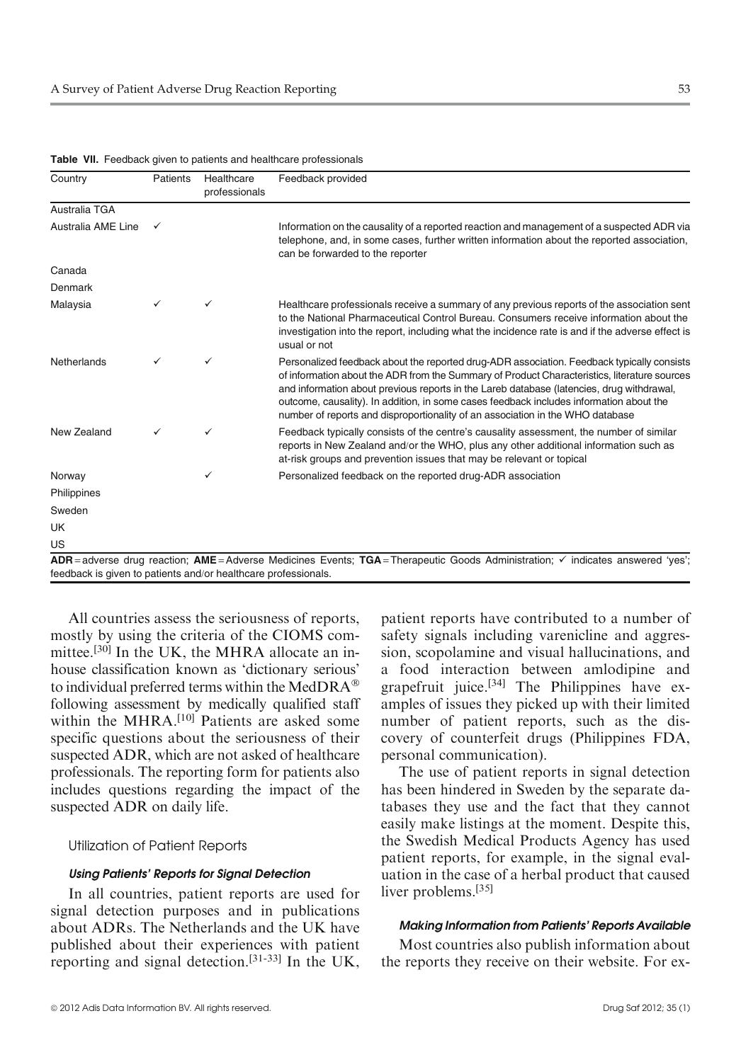**Table VII.** Feedback given to patients and healthcare professionals

| Country | Patients | Healthcare professionals | Feedback provided |
|---|---|---|---|
| Australia TGA | | | |
| Australia AME Line | ✓ | | Information on the causality of a reported reaction and management of a suspected ADR via telephone, and, in some cases, further written information about the reported association, can be forwarded to the reporter |
| Canada | | | |
| Denmark | | | |
| Malaysia | ✓ | ✓ | Healthcare professionals receive a summary of any previous reports of the association sent to the National Pharmaceutical Control Bureau. Consumers receive information about the investigation into the report, including what the incidence rate is and if the adverse effect is usual or not |
| Netherlands | ✓ | ✓ | Personalized feedback about the reported drug-ADR association. Feedback typically consists of information about the ADR from the Summary of Product Characteristics, literature sources and information about previous reports in the Lareb database (latencies, drug withdrawal, outcome, causality). In addition, in some cases feedback includes information about the number of reports and disproportionality of an association in the WHO database |
| New Zealand | ✓ | ✓ | Feedback typically consists of the centre's causality assessment, the number of similar reports in New Zealand and/or the WHO, plus any other additional information such as at-risk groups and prevention issues that may be relevant or topical |
| Norway | | ✓ | Personalized feedback on the reported drug-ADR association |
| Philippines | | | |
| Sweden | | | |
| UK | | | |
| US | | | |

**ADR** = adverse drug reaction; **AME** = Adverse Medicines Events; **TGA** = Therapeutic Goods Administration; ✓ indicates answered 'yes'; feedback is given to patients and/or healthcare professionals.

All countries assess the seriousness of reports, mostly by using the criteria of the CIOMS committee.[30] In the UK, the MHRA allocate an in-house classification known as 'dictionary serious' to individual preferred terms within the MedDRA® following assessment by medically qualified staff within the MHRA.[10] Patients are asked some specific questions about the seriousness of their suspected ADR, which are not asked of healthcare professionals. The reporting form for patients also includes questions regarding the impact of the suspected ADR on daily life.

### Utilization of Patient Reports

#### *Using Patients' Reports for Signal Detection*

In all countries, patient reports are used for signal detection purposes and in publications about ADRs. The Netherlands and the UK have published about their experiences with patient reporting and signal detection.[31-33] In the UK, patient reports have contributed to a number of safety signals including varenicline and aggression, scopolamine and visual hallucinations, and a food interaction between amlodipine and grapefruit juice.[34] The Philippines have examples of issues they picked up with their limited number of patient reports, such as the discovery of counterfeit drugs (Philippines FDA, personal communication).

The use of patient reports in signal detection has been hindered in Sweden by the separate databases they use and the fact that they cannot easily make listings at the moment. Despite this, the Swedish Medical Products Agency has used patient reports, for example, in the signal evaluation in the case of a herbal product that caused liver problems.[35]

#### *Making Information from Patients' Reports Available*

Most countries also publish information about the reports they receive on their website. For ex-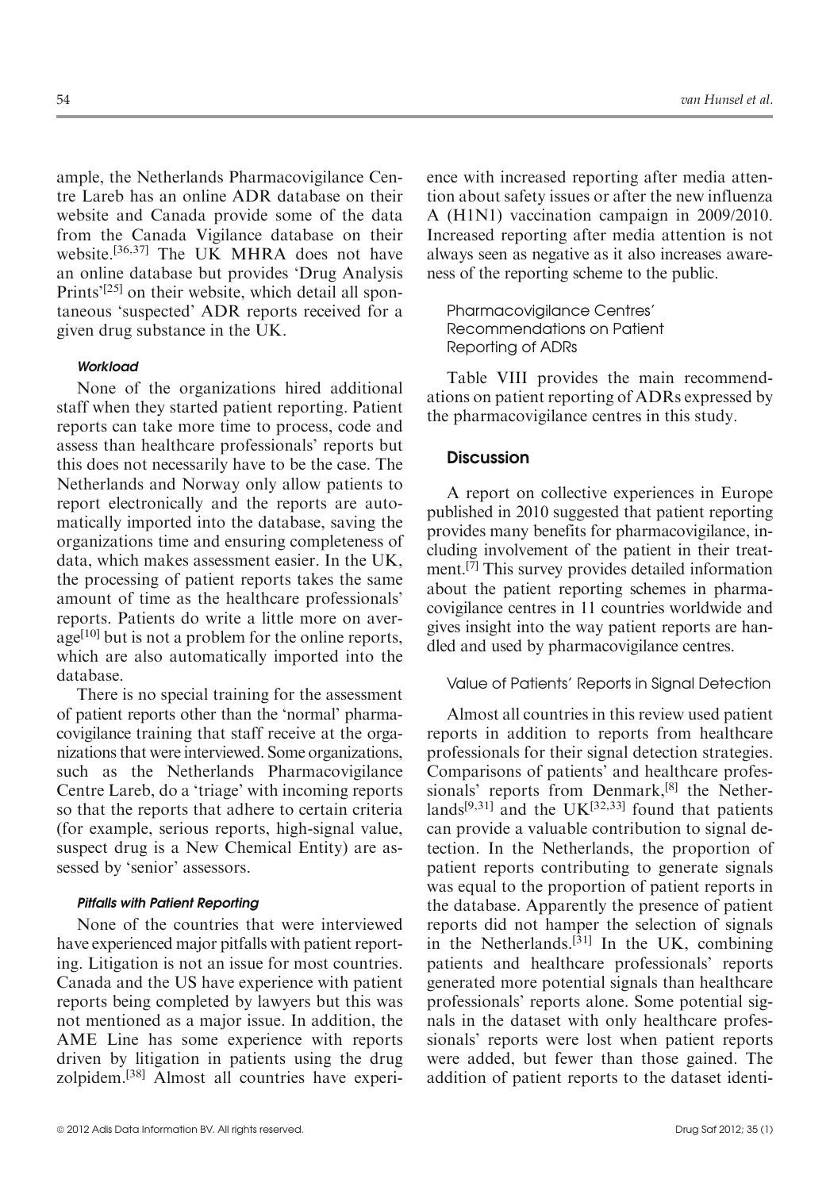ample, the Netherlands Pharmacovigilance Centre Lareb has an online ADR database on their website and Canada provide some of the data from the Canada Vigilance database on their website.[36,37] The UK MHRA does not have an online database but provides 'Drug Analysis Prints'[25] on their website, which detail all spontaneous 'suspected' ADR reports received for a given drug substance in the UK.

#### *Workload*

None of the organizations hired additional staff when they started patient reporting. Patient reports can take more time to process, code and assess than healthcare professionals' reports but this does not necessarily have to be the case. The Netherlands and Norway only allow patients to report electronically and the reports are automatically imported into the database, saving the organizations time and ensuring completeness of data, which makes assessment easier. In the UK, the processing of patient reports takes the same amount of time as the healthcare professionals' reports. Patients do write a little more on average[10] but is not a problem for the online reports, which are also automatically imported into the database.

There is no special training for the assessment of patient reports other than the 'normal' pharmacovigilance training that staff receive at the organizations that were interviewed. Some organizations, such as the Netherlands Pharmacovigilance Centre Lareb, do a 'triage' with incoming reports so that the reports that adhere to certain criteria (for example, serious reports, high-signal value, suspect drug is a New Chemical Entity) are assessed by 'senior' assessors.

#### *Pitfalls with Patient Reporting*

None of the countries that were interviewed have experienced major pitfalls with patient reporting. Litigation is not an issue for most countries. Canada and the US have experience with patient reports being completed by lawyers but this was not mentioned as a major issue. In addition, the AME Line has some experience with reports driven by litigation in patients using the drug zolpidem.[38] Almost all countries have experience with increased reporting after media attention about safety issues or after the new influenza A (H1N1) vaccination campaign in 2009/2010. Increased reporting after media attention is not always seen as negative as it also increases awareness of the reporting scheme to the public.

### Pharmacovigilance Centres' Recommendations on Patient Reporting of ADRs

Table VIII provides the main recommendations on patient reporting of ADRs expressed by the pharmacovigilance centres in this study.

## Discussion

A report on collective experiences in Europe published in 2010 suggested that patient reporting provides many benefits for pharmacovigilance, including involvement of the patient in their treatment.[7] This survey provides detailed information about the patient reporting schemes in pharmacovigilance centres in 11 countries worldwide and gives insight into the way patient reports are handled and used by pharmacovigilance centres.

### Value of Patients' Reports in Signal Detection

Almost all countries in this review used patient reports in addition to reports from healthcare professionals for their signal detection strategies. Comparisons of patients' and healthcare professionals' reports from Denmark,[8] the Netherlands[9,31] and the UK[32,33] found that patients can provide a valuable contribution to signal detection. In the Netherlands, the proportion of patient reports contributing to generate signals was equal to the proportion of patient reports in the database. Apparently the presence of patient reports did not hamper the selection of signals in the Netherlands.[31] In the UK, combining patients and healthcare professionals' reports generated more potential signals than healthcare professionals' reports alone. Some potential signals in the dataset with only healthcare professionals' reports were lost when patient reports were added, but fewer than those gained. The addition of patient reports to the dataset identi-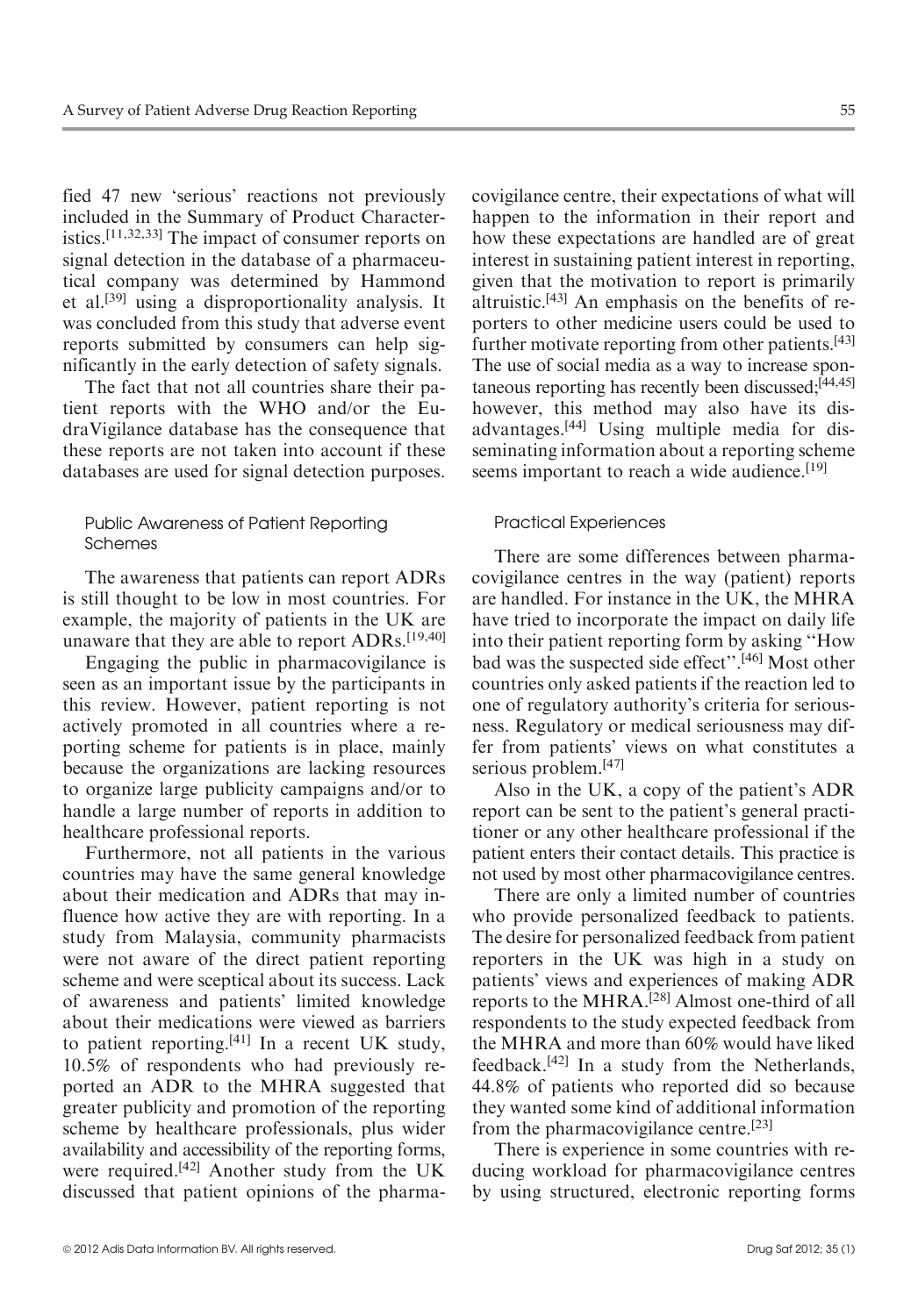fied 47 new 'serious' reactions not previously included in the Summary of Product Characteristics.[11,32,33] The impact of consumer reports on signal detection in the database of a pharmaceutical company was determined by Hammond et al.[39] using a disproportionality analysis. It was concluded from this study that adverse event reports submitted by consumers can help significantly in the early detection of safety signals.

The fact that not all countries share their patient reports with the WHO and/or the EudraVigilance database has the consequence that these reports are not taken into account if these databases are used for signal detection purposes.

### Public Awareness of Patient Reporting Schemes

The awareness that patients can report ADRs is still thought to be low in most countries. For example, the majority of patients in the UK are unaware that they are able to report ADRs.[19,40]

Engaging the public in pharmacovigilance is seen as an important issue by the participants in this review. However, patient reporting is not actively promoted in all countries where a reporting scheme for patients is in place, mainly because the organizations are lacking resources to organize large publicity campaigns and/or to handle a large number of reports in addition to healthcare professional reports.

Furthermore, not all patients in the various countries may have the same general knowledge about their medication and ADRs that may influence how active they are with reporting. In a study from Malaysia, community pharmacists were not aware of the direct patient reporting scheme and were sceptical about its success. Lack of awareness and patients' limited knowledge about their medications were viewed as barriers to patient reporting.[41] In a recent UK study, 10.5% of respondents who had previously reported an ADR to the MHRA suggested that greater publicity and promotion of the reporting scheme by healthcare professionals, plus wider availability and accessibility of the reporting forms, were required.[42] Another study from the UK discussed that patient opinions of the pharmacovigilance centre, their expectations of what will happen to the information in their report and how these expectations are handled are of great interest in sustaining patient interest in reporting, given that the motivation to report is primarily altruistic.[43] An emphasis on the benefits of reporters to other medicine users could be used to further motivate reporting from other patients.[43] The use of social media as a way to increase spontaneous reporting has recently been discussed;[44,45] however, this method may also have its disadvantages.[44] Using multiple media for disseminating information about a reporting scheme seems important to reach a wide audience.[19]

### Practical Experiences

There are some differences between pharmacovigilance centres in the way (patient) reports are handled. For instance in the UK, the MHRA have tried to incorporate the impact on daily life into their patient reporting form by asking "How bad was the suspected side effect".[46] Most other countries only asked patients if the reaction led to one of regulatory authority's criteria for seriousness. Regulatory or medical seriousness may differ from patients' views on what constitutes a serious problem.[47]

Also in the UK, a copy of the patient's ADR report can be sent to the patient's general practitioner or any other healthcare professional if the patient enters their contact details. This practice is not used by most other pharmacovigilance centres.

There are only a limited number of countries who provide personalized feedback to patients. The desire for personalized feedback from patient reporters in the UK was high in a study on patients' views and experiences of making ADR reports to the MHRA.[28] Almost one-third of all respondents to the study expected feedback from the MHRA and more than 60% would have liked feedback.[42] In a study from the Netherlands, 44.8% of patients who reported did so because they wanted some kind of additional information from the pharmacovigilance centre.[23]

There is experience in some countries with reducing workload for pharmacovigilance centres by using structured, electronic reporting forms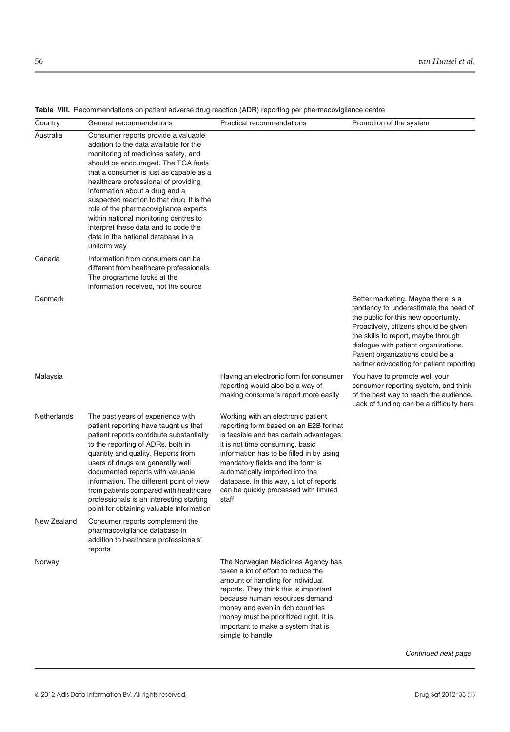**Table VIII.** Recommendations on patient adverse drug reaction (ADR) reporting per pharmacovigilance centre

| Country | General recommendations | Practical recommendations | Promotion of the system |
|---|---|---|---|
| Australia | Consumer reports provide a valuable addition to the data available for the monitoring of medicines safety, and should be encouraged. The TGA feels that a consumer is just as capable as a healthcare professional of providing information about a drug and a suspected reaction to that drug. It is the role of the pharmacovigilance experts within national monitoring centres to interpret these data and to code the data in the national database in a uniform way | | |
| Canada | Information from consumers can be different from healthcare professionals. The programme looks at the information received, not the source | | |
| Denmark | | | Better marketing. Maybe there is a tendency to underestimate the need of the public for this new opportunity. Proactively, citizens should be given the skills to report, maybe through dialogue with patient organizations. Patient organizations could be a partner advocating for patient reporting |
| Malaysia | | Having an electronic form for consumer reporting would also be a way of making consumers report more easily | You have to promote well your consumer reporting system, and think of the best way to reach the audience. Lack of funding can be a difficulty here |
| Netherlands | The past years of experience with patient reporting have taught us that patient reports contribute substantially to the reporting of ADRs, both in quantity and quality. Reports from users of drugs are generally well documented reports with valuable information. The different point of view from patients compared with healthcare professionals is an interesting starting point for obtaining valuable information | Working with an electronic patient reporting form based on an E2B format is feasible and has certain advantages; it is not time consuming, basic information has to be filled in by using mandatory fields and the form is automatically imported into the database. In this way, a lot of reports can be quickly processed with limited staff | |
| New Zealand | Consumer reports complement the pharmacovigilance database in addition to healthcare professionals' reports | | |
| Norway | | The Norwegian Medicines Agency has taken a lot of effort to reduce the amount of handling for individual reports. They think this is important because human resources demand money and even in rich countries money must be prioritized right. It is important to make a system that is simple to handle | |

*Continued next page*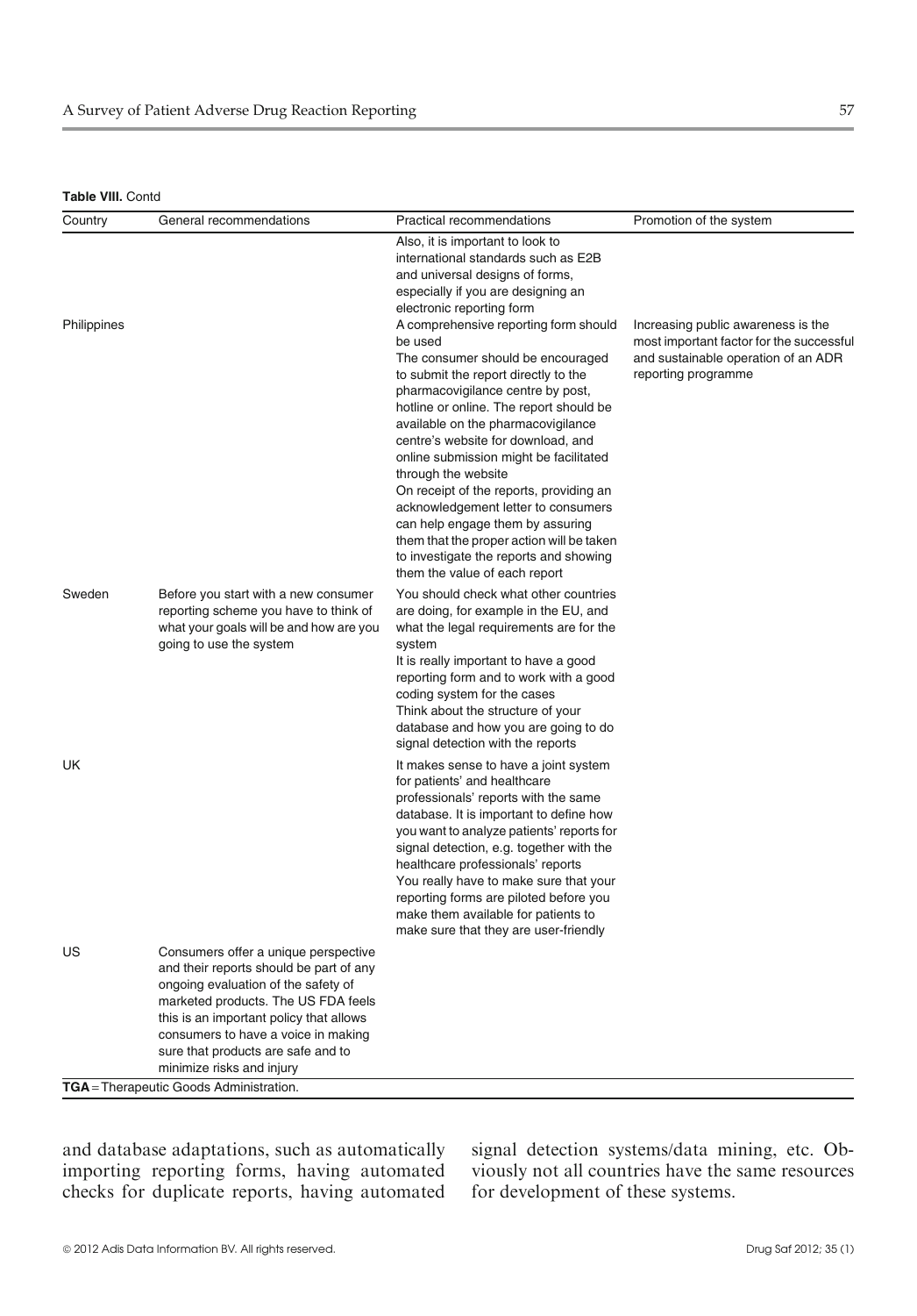**Table VIII.** Contd

| Country | General recommendations | Practical recommendations | Promotion of the system |
|---|---|---|---|
| | | Also, it is important to look to international standards such as E2B and universal designs of forms, especially if you are designing an electronic reporting form | |
| Philippines | | A comprehensive reporting form should be used<br>The consumer should be encouraged to submit the report directly to the pharmacovigilance centre by post, hotline or online. The report should be available on the pharmacovigilance centre's website for download, and online submission might be facilitated through the website<br>On receipt of the reports, providing an acknowledgement letter to consumers can help engage them by assuring them that the proper action will be taken to investigate the reports and showing them the value of each report | Increasing public awareness is the most important factor for the successful and sustainable operation of an ADR reporting programme |
| Sweden | Before you start with a new consumer reporting scheme you have to think of what your goals will be and how are you going to use the system | You should check what other countries are doing, for example in the EU, and what the legal requirements are for the system<br>It is really important to have a good reporting form and to work with a good coding system for the cases<br>Think about the structure of your database and how you are going to do signal detection with the reports | |
| UK | | It makes sense to have a joint system for patients' and healthcare professionals' reports with the same database. It is important to define how you want to analyze patients' reports for signal detection, e.g. together with the healthcare professionals' reports<br>You really have to make sure that your reporting forms are piloted before you make them available for patients to make sure that they are user-friendly | |
| US | Consumers offer a unique perspective and their reports should be part of any ongoing evaluation of the safety of marketed products. The US FDA feels this is an important policy that allows consumers to have a voice in making sure that products are safe and to minimize risks and injury | | |

**TGA** = Therapeutic Goods Administration.

and database adaptations, such as automatically importing reporting forms, having automated checks for duplicate reports, having automated signal detection systems/data mining, etc. Obviously not all countries have the same resources for development of these systems.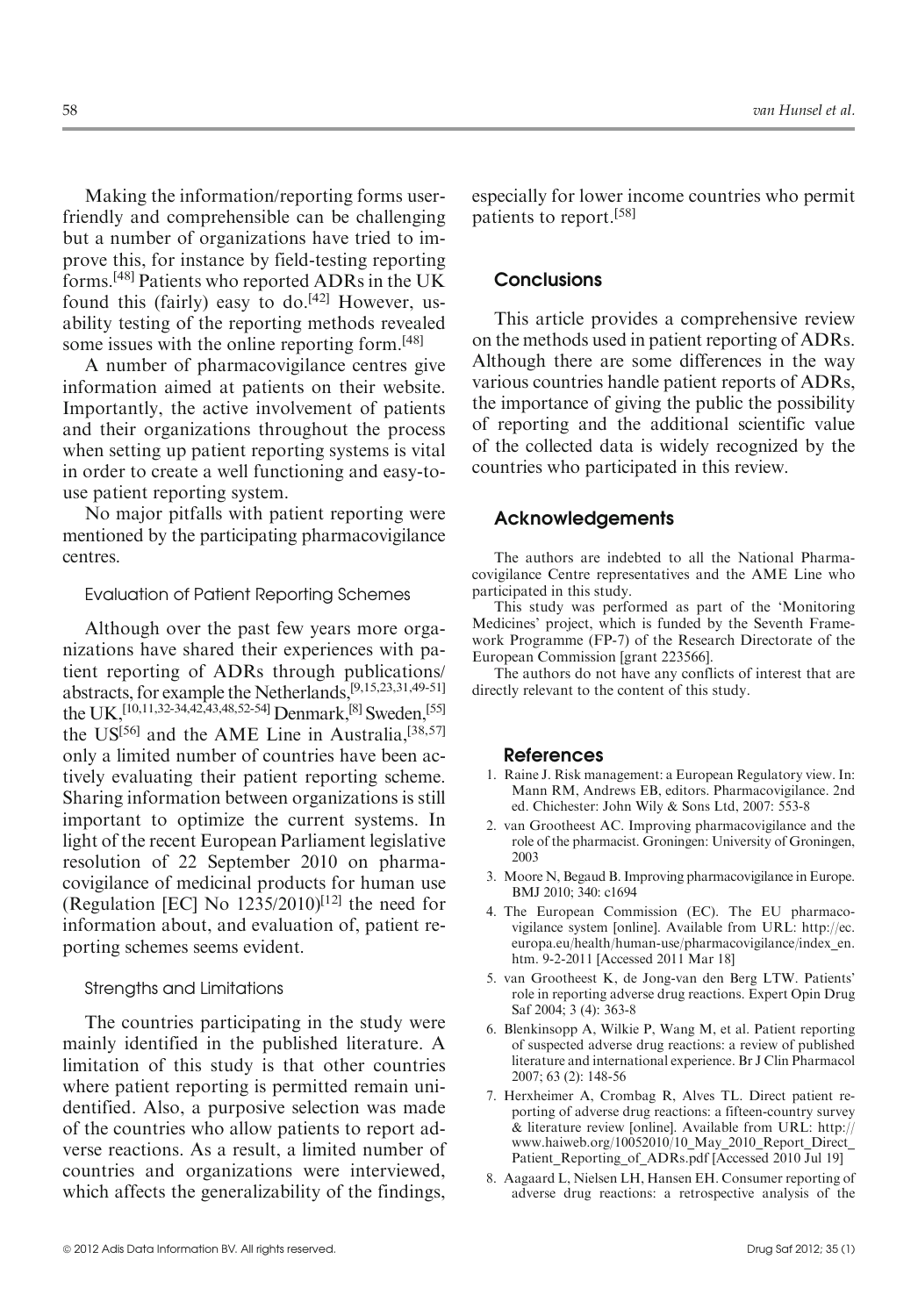Making the information/reporting forms user-friendly and comprehensible can be challenging but a number of organizations have tried to improve this, for instance by field-testing reporting forms.[48] Patients who reported ADRs in the UK found this (fairly) easy to do.[42] However, usability testing of the reporting methods revealed some issues with the online reporting form.[48]

A number of pharmacovigilance centres give information aimed at patients on their website. Importantly, the active involvement of patients and their organizations throughout the process when setting up patient reporting systems is vital in order to create a well functioning and easy-to-use patient reporting system.

No major pitfalls with patient reporting were mentioned by the participating pharmacovigilance centres.

### Evaluation of Patient Reporting Schemes

Although over the past few years more organizations have shared their experiences with patient reporting of ADRs through publications/abstracts, for example the Netherlands,[9,15,23,31,49-51] the UK,[10,11,32-34,42,43,48,52-54] Denmark,[8] Sweden,[55] the US[56] and the AME Line in Australia,[38,57] only a limited number of countries have been actively evaluating their patient reporting scheme. Sharing information between organizations is still important to optimize the current systems. In light of the recent European Parliament legislative resolution of 22 September 2010 on pharmacovigilance of medicinal products for human use (Regulation [EC] No 1235/2010)[12] the need for information about, and evaluation of, patient reporting schemes seems evident.

### Strengths and Limitations

The countries participating in the study were mainly identified in the published literature. A limitation of this study is that other countries where patient reporting is permitted remain unidentified. Also, a purposive selection was made of the countries who allow patients to report adverse reactions. As a result, a limited number of countries and organizations were interviewed, which affects the generalizability of the findings, especially for lower income countries who permit patients to report.[58]

## Conclusions

This article provides a comprehensive review on the methods used in patient reporting of ADRs. Although there are some differences in the way various countries handle patient reports of ADRs, the importance of giving the public the possibility of reporting and the additional scientific value of the collected data is widely recognized by the countries who participated in this review.

## Acknowledgements

The authors are indebted to all the National Pharmacovigilance Centre representatives and the AME Line who participated in this study.

This study was performed as part of the 'Monitoring Medicines' project, which is funded by the Seventh Framework Programme (FP-7) of the Research Directorate of the European Commission [grant 223566].

The authors do not have any conflicts of interest that are directly relevant to the content of this study.

## References

1. Raine J. Risk management: a European Regulatory view. In: Mann RM, Andrews EB, editors. Pharmacovigilance. 2nd ed. Chichester: John Wily & Sons Ltd, 2007: 553-8
2. van Grootheest AC. Improving pharmacovigilance and the role of the pharmacist. Groningen: University of Groningen, 2003
3. Moore N, Begaud B. Improving pharmacovigilance in Europe. BMJ 2010; 340: c1694
4. The European Commission (EC). The EU pharmacovigilance system [online]. Available from URL: http://ec.europa.eu/health/human-use/pharmacovigilance/index_en.htm. 9-2-2011 [Accessed 2011 Mar 18]
5. van Grootheest K, de Jong-van den Berg LTW. Patients' role in reporting adverse drug reactions. Expert Opin Drug Saf 2004; 3 (4): 363-8
6. Blenkinsopp A, Wilkie P, Wang M, et al. Patient reporting of suspected adverse drug reactions: a review of published literature and international experience. Br J Clin Pharmacol 2007; 63 (2): 148-56
7. Herxheimer A, Crombag R, Alves TL. Direct patient reporting of adverse drug reactions: a fifteen-country survey & literature review [online]. Available from URL: http://www.haiweb.org/10052010/10_May_2010_Report_Direct_Patient_Reporting_of_ADRs.pdf [Accessed 2010 Jul 19]
8. Aagaard L, Nielsen LH, Hansen EH. Consumer reporting of adverse drug reactions: a retrospective analysis of the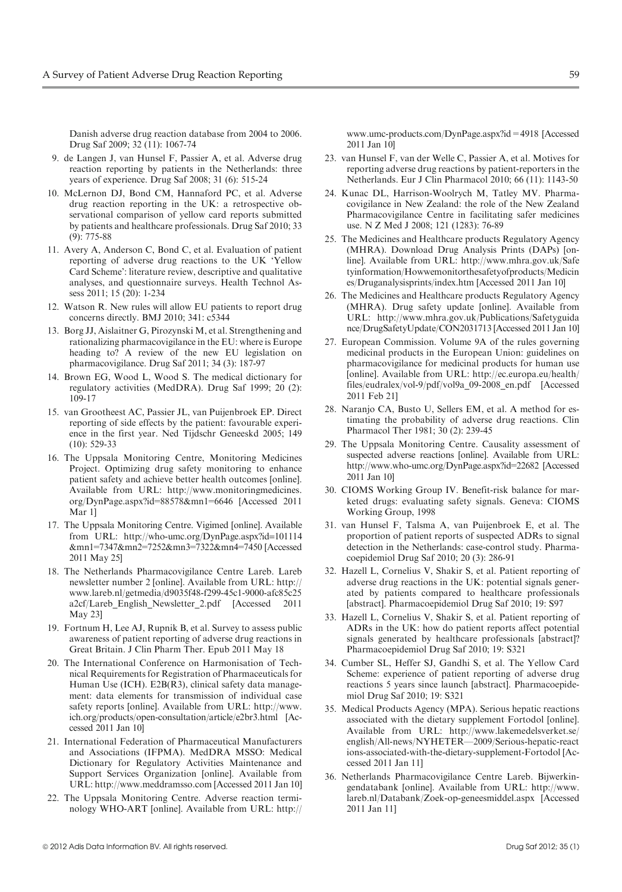Danish adverse drug reaction database from 2004 to 2006. Drug Saf 2009; 32 (11): 1067-74

9. de Langen J, van Hunsel F, Passier A, et al. Adverse drug reaction reporting by patients in the Netherlands: three years of experience. Drug Saf 2008; 31 (6): 515-24
10. McLernon DJ, Bond CM, Hannaford PC, et al. Adverse drug reaction reporting in the UK: a retrospective observational comparison of yellow card reports submitted by patients and healthcare professionals. Drug Saf 2010; 33 (9): 775-88
11. Avery A, Anderson C, Bond C, et al. Evaluation of patient reporting of adverse drug reactions to the UK 'Yellow Card Scheme': literature review, descriptive and qualitative analyses, and questionnaire surveys. Health Technol Assess 2011; 15 (20): 1-234
12. Watson R. New rules will allow EU patients to report drug concerns directly. BMJ 2010; 341: c5344
13. Borg JJ, Aislaitner G, Pirozynski M, et al. Strengthening and rationalizing pharmacovigilance in the EU: where is Europe heading to? A review of the new EU legislation on pharmacovigilance. Drug Saf 2011; 34 (3): 187-97
14. Brown EG, Wood L, Wood S. The medical dictionary for regulatory activities (MedDRA). Drug Saf 1999; 20 (2): 109-17
15. van Grootheest AC, Passier JL, van Puijenbroek EP. Direct reporting of side effects by the patient: favourable experience in the first year. Ned Tijdschr Geneeskd 2005; 149 (10): 529-33
16. The Uppsala Monitoring Centre, Monitoring Medicines Project. Optimizing drug safety monitoring to enhance patient safety and achieve better health outcomes [online]. Available from URL: http://www.monitoringmedicines.org/DynPage.aspx?id=88578&mn1=6646 [Accessed 2011 Mar 1]
17. The Uppsala Monitoring Centre. Vigimed [online]. Available from URL: http://who-umc.org/DynPage.aspx?id=101114&mn1=7347&mn2=7252&mn3=7322&mn4=7450 [Accessed 2011 May 25]
18. The Netherlands Pharmacovigilance Centre Lareb. Lareb newsletter number 2 [online]. Available from URL: http://www.lareb.nl/getmedia/d9035f48-f299-45c1-9000-afc85c25a2cf/Lareb_English_Newsletter_2.pdf [Accessed 2011 May 23]
19. Fortnum H, Lee AJ, Rupnik B, et al. Survey to assess public awareness of patient reporting of adverse drug reactions in Great Britain. J Clin Pharm Ther. Epub 2011 May 18
20. The International Conference on Harmonisation of Technical Requirements for Registration of Pharmaceuticals for Human Use (ICH). E2B(R3), clinical safety data management: data elements for transmission of individual case safety reports [online]. Available from URL: http://www.ich.org/products/open-consultation/article/e2br3.html [Accessed 2011 Jan 10]
21. International Federation of Pharmaceutical Manufacturers and Associations (IFPMA). MedDRA MSSO: Medical Dictionary for Regulatory Activities Maintenance and Support Services Organization [online]. Available from URL: http://www.meddramsso.com [Accessed 2011 Jan 10]
22. The Uppsala Monitoring Centre. Adverse reaction terminology WHO-ART [online]. Available from URL: http://www.umc-products.com/DynPage.aspx?id=4918 [Accessed 2011 Jan 10]
23. van Hunsel F, van der Welle C, Passier A, et al. Motives for reporting adverse drug reactions by patient-reporters in the Netherlands. Eur J Clin Pharmacol 2010; 66 (11): 1143-50
24. Kunac DL, Harrison-Woolrych M, Tatley MV. Pharmacovigilance in New Zealand: the role of the New Zealand Pharmacovigilance Centre in facilitating safer medicines use. N Z Med J 2008; 121 (1283): 76-89
25. The Medicines and Healthcare products Regulatory Agency (MHRA). Download Drug Analysis Prints (DAPs) [online]. Available from URL: http://www.mhra.gov.uk/Safetyinformation/Howwemonitorthesafetyofproducts/Medicines/Druganalysisprints/index.htm [Accessed 2011 Jan 10]
26. The Medicines and Healthcare products Regulatory Agency (MHRA). Drug safety update [online]. Available from URL: http://www.mhra.gov.uk/Publications/Safetyguidance/DrugSafetyUpdate/CON2031713 [Accessed 2011 Jan 10]
27. European Commission. Volume 9A of the rules governing medicinal products in the European Union: guidelines on pharmacovigilance for medicinal products for human use [online]. Available from URL: http://ec.europa.eu/health/files/eudralex/vol-9/pdf/vol9a_09-2008_en.pdf [Accessed 2011 Feb 21]
28. Naranjo CA, Busto U, Sellers EM, et al. A method for estimating the probability of adverse drug reactions. Clin Pharmacol Ther 1981; 30 (2): 239-45
29. The Uppsala Monitoring Centre. Causality assessment of suspected adverse reactions [online]. Available from URL: http://www.who-umc.org/DynPage.aspx?id=22682 [Accessed 2011 Jan 10]
30. CIOMS Working Group IV. Benefit-risk balance for marketed drugs: evaluating safety signals. Geneva: CIOMS Working Group, 1998
31. van Hunsel F, Talsma A, van Puijenbroek E, et al. The proportion of patient reports of suspected ADRs to signal detection in the Netherlands: case-control study. Pharmacoepidemiol Drug Saf 2010; 20 (3): 286-91
32. Hazell L, Cornelius V, Shakir S, et al. Patient reporting of adverse drug reactions in the UK: potential signals generated by patients compared to healthcare professionals [abstract]. Pharmacoepidemiol Drug Saf 2010; 19: S97
33. Hazell L, Cornelius V, Shakir S, et al. Patient reporting of ADRs in the UK: how do patient reports affect potential signals generated by healthcare professionals [abstract]? Pharmacoepidemiol Drug Saf 2010; 19: S321
34. Cumber SL, Heffer SJ, Gandhi S, et al. The Yellow Card Scheme: experience of patient reporting of adverse drug reactions 5 years since launch [abstract]. Pharmacoepidemiol Drug Saf 2010; 19: S321
35. Medical Products Agency (MPA). Serious hepatic reactions associated with the dietary supplement Fortodol [online]. Available from URL: http://www.lakemedelsverket.se/english/All-news/NYHETER—2009/Serious-hepatic-reactions-associated-with-the-dietary-supplement-Fortodol [Accessed 2011 Jan 11]
36. Netherlands Pharmacovigilance Centre Lareb. Bijwerkingendatabank [online]. Available from URL: http://www.lareb.nl/Databank/Zoek-op-geneesmiddel.aspx [Accessed 2011 Jan 11]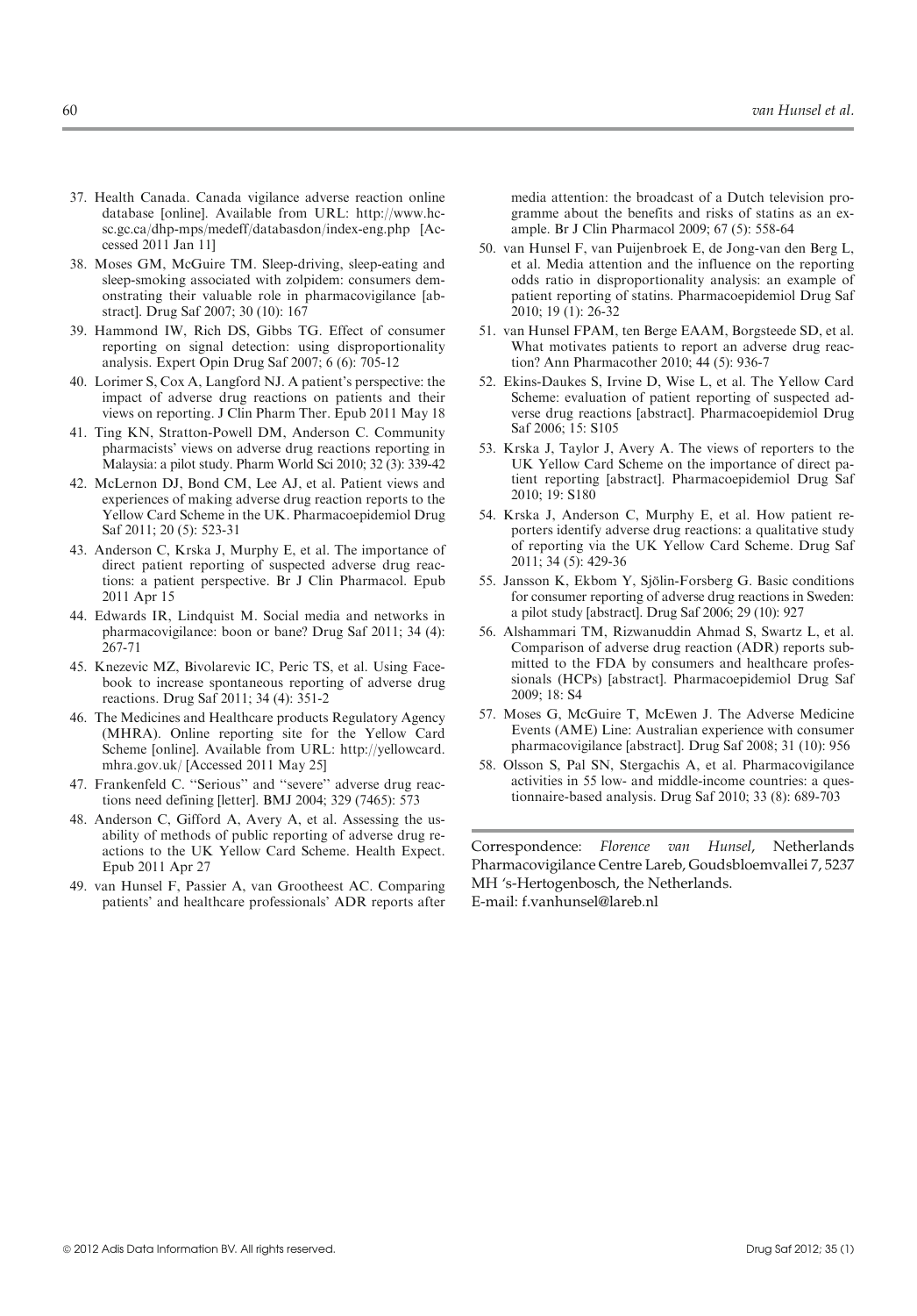37. Health Canada. Canada vigilance adverse reaction online database [online]. Available from URL: http://www.hc-sc.gc.ca/dhp-mps/medeff/databasdon/index-eng.php [Accessed 2011 Jan 11]
38. Moses GM, McGuire TM. Sleep-driving, sleep-eating and sleep-smoking associated with zolpidem: consumers demonstrating their valuable role in pharmacovigilance [abstract]. Drug Saf 2007; 30 (10): 167
39. Hammond IW, Rich DS, Gibbs TG. Effect of consumer reporting on signal detection: using disproportionality analysis. Expert Opin Drug Saf 2007; 6 (6): 705-12
40. Lorimer S, Cox A, Langford NJ. A patient's perspective: the impact of adverse drug reactions on patients and their views on reporting. J Clin Pharm Ther. Epub 2011 May 18
41. Ting KN, Stratton-Powell DM, Anderson C. Community pharmacists' views on adverse drug reactions reporting in Malaysia: a pilot study. Pharm World Sci 2010; 32 (3): 339-42
42. McLernon DJ, Bond CM, Lee AJ, et al. Patient views and experiences of making adverse drug reaction reports to the Yellow Card Scheme in the UK. Pharmacoepidemiol Drug Saf 2011; 20 (5): 523-31
43. Anderson C, Krska J, Murphy E, et al. The importance of direct patient reporting of suspected adverse drug reactions: a patient perspective. Br J Clin Pharmacol. Epub 2011 Apr 15
44. Edwards IR, Lindquist M. Social media and networks in pharmacovigilance: boon or bane? Drug Saf 2011; 34 (4): 267-71
45. Knezevic MZ, Bivolarevic IC, Peric TS, et al. Using Facebook to increase spontaneous reporting of adverse drug reactions. Drug Saf 2011; 34 (4): 351-2
46. The Medicines and Healthcare products Regulatory Agency (MHRA). Online reporting site for the Yellow Card Scheme [online]. Available from URL: http://yellowcard.mhra.gov.uk/ [Accessed 2011 May 25]
47. Frankenfeld C. "Serious" and "severe" adverse drug reactions need defining [letter]. BMJ 2004; 329 (7465): 573
48. Anderson C, Gifford A, Avery A, et al. Assessing the usability of methods of public reporting of adverse drug reactions to the UK Yellow Card Scheme. Health Expect. Epub 2011 Apr 27
49. van Hunsel F, Passier A, van Grootheest AC. Comparing patients' and healthcare professionals' ADR reports after media attention: the broadcast of a Dutch television programme about the benefits and risks of statins as an example. Br J Clin Pharmacol 2009; 67 (5): 558-64
50. van Hunsel F, van Puijenbroek E, de Jong-van den Berg L, et al. Media attention and the influence on the reporting odds ratio in disproportionality analysis: an example of patient reporting of statins. Pharmacoepidemiol Drug Saf 2010; 19 (1): 26-32
51. van Hunsel FPAM, ten Berge EAAM, Borgsteede SD, et al. What motivates patients to report an adverse drug reaction? Ann Pharmacother 2010; 44 (5): 936-7
52. Ekins-Daukes S, Irvine D, Wise L, et al. The Yellow Card Scheme: evaluation of patient reporting of suspected adverse drug reactions [abstract]. Pharmacoepidemiol Drug Saf 2006; 15: S105
53. Krska J, Taylor J, Avery A. The views of reporters to the UK Yellow Card Scheme on the importance of direct patient reporting [abstract]. Pharmacoepidemiol Drug Saf 2010; 19: S180
54. Krska J, Anderson C, Murphy E, et al. How patient reporters identify adverse drug reactions: a qualitative study of reporting via the UK Yellow Card Scheme. Drug Saf 2011; 34 (5): 429-36
55. Jansson K, Ekbom Y, Sjölin-Forsberg G. Basic conditions for consumer reporting of adverse drug reactions in Sweden: a pilot study [abstract]. Drug Saf 2006; 29 (10): 927
56. Alshammari TM, Rizwanuddin Ahmad S, Swartz L, et al. Comparison of adverse drug reaction (ADR) reports submitted to the FDA by consumers and healthcare professionals (HCPs) [abstract]. Pharmacoepidemiol Drug Saf 2009; 18: S4
57. Moses G, McGuire T, McEwen J. The Adverse Medicine Events (AME) Line: Australian experience with consumer pharmacovigilance [abstract]. Drug Saf 2008; 31 (10): 956
58. Olsson S, Pal SN, Stergachis A, et al. Pharmacovigilance activities in 55 low- and middle-income countries: a questionnaire-based analysis. Drug Saf 2010; 33 (8): 689-703

Correspondence: *Florence van Hunsel*, Netherlands Pharmacovigilance Centre Lareb, Goudsbloemvallei 7, 5237 MH 's-Hertogenbosch, the Netherlands.
E-mail: f.vanhunsel@lareb.nl